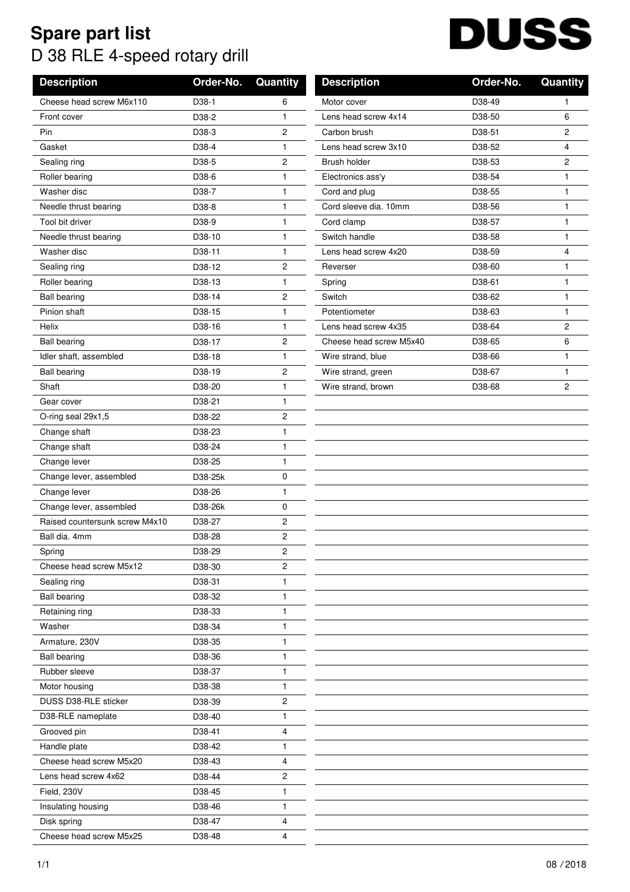# Spare part list

## D 38 RLE 4-speed rotary drill

DUSS

| Description | Order-No. | Quantity |
|---|---|---|
| Cheese head screw M6x110 | D38-1 | 6 |
| Front cover | D38-2 | 1 |
| Pin | D38-3 | 2 |
| Gasket | D38-4 | 1 |
| Sealing ring | D38-5 | 2 |
| Roller bearing | D38-6 | 1 |
| Washer disc | D38-7 | 1 |
| Needle thrust bearing | D38-8 | 1 |
| Tool bit driver | D38-9 | 1 |
| Needle thrust bearing | D38-10 | 1 |
| Washer disc | D38-11 | 1 |
| Sealing ring | D38-12 | 2 |
| Roller bearing | D38-13 | 1 |
| Ball bearing | D38-14 | 2 |
| Pinion shaft | D38-15 | 1 |
| Helix | D38-16 | 1 |
| Ball bearing | D38-17 | 2 |
| Idler shaft, assembled | D38-18 | 1 |
| Ball bearing | D38-19 | 2 |
| Shaft | D38-20 | 1 |
| Gear cover | D38-21 | 1 |
| O-ring seal 29x1,5 | D38-22 | 2 |
| Change shaft | D38-23 | 1 |
| Change shaft | D38-24 | 1 |
| Change lever | D38-25 | 1 |
| Change lever, assembled | D38-25k | 0 |
| Change lever | D38-26 | 1 |
| Change lever, assembled | D38-26k | 0 |
| Raised countersunk screw M4x10 | D38-27 | 2 |
| Ball dia. 4mm | D38-28 | 2 |
| Spring | D38-29 | 2 |
| Cheese head screw M5x12 | D38-30 | 2 |
| Sealing ring | D38-31 | 1 |
| Ball bearing | D38-32 | 1 |
| Retaining ring | D38-33 | 1 |
| Washer | D38-34 | 1 |
| Armature, 230V | D38-35 | 1 |
| Ball bearing | D38-36 | 1 |
| Rubber sleeve | D38-37 | 1 |
| Motor housing | D38-38 | 1 |
| DUSS D38-RLE sticker | D38-39 | 2 |
| D38-RLE nameplate | D38-40 | 1 |
| Grooved pin | D38-41 | 4 |
| Handle plate | D38-42 | 1 |
| Cheese head screw M5x20 | D38-43 | 4 |
| Lens head screw 4x62 | D38-44 | 2 |
| Field, 230V | D38-45 | 1 |
| Insulating housing | D38-46 | 1 |
| Disk spring | D38-47 | 4 |
| Cheese head screw M5x25 | D38-48 | 4 |
| Motor cover | D38-49 | 1 |
| Lens head screw 4x14 | D38-50 | 6 |
| Carbon brush | D38-51 | 2 |
| Lens head screw 3x10 | D38-52 | 4 |
| Brush holder | D38-53 | 2 |
| Electronics ass'y | D38-54 | 1 |
| Cord and plug | D38-55 | 1 |
| Cord sleeve dia. 10mm | D38-56 | 1 |
| Cord clamp | D38-57 | 1 |
| Switch handle | D38-58 | 1 |
| Lens head screw 4x20 | D38-59 | 4 |
| Reverser | D38-60 | 1 |
| Spring | D38-61 | 1 |
| Switch | D38-62 | 1 |
| Potentiometer | D38-63 | 1 |
| Lens head screw 4x35 | D38-64 | 2 |
| Cheese head screw M5x40 | D38-65 | 6 |
| Wire strand, blue | D38-66 | 1 |
| Wire strand, green | D38-67 | 1 |
| Wire strand, brown | D38-68 | 2 |

08 / 2018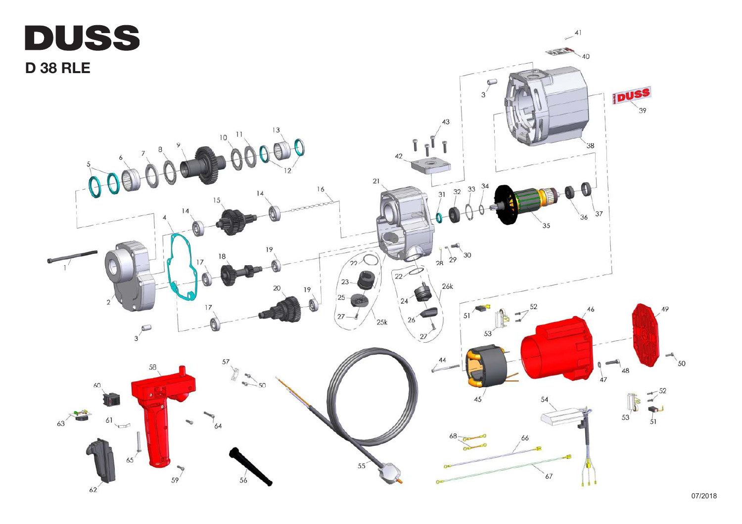# DUSS

## D 38 RLE

41

40

39

3

38

43

13

10 11

42

9

8

7

6

12

5

21

16

31 32 33 34

37

14

36

15

35

14

4

1

19

30

18

17

28 29

22

2

22

26k

23

20

19

25

24

17

27

25k

26

3

51

52

46

49

53

27

44

57

47

48

50

58

50

60

45

54

52

64

53

51

63

61

68

66

65

55

67

62

59

56

07/2018